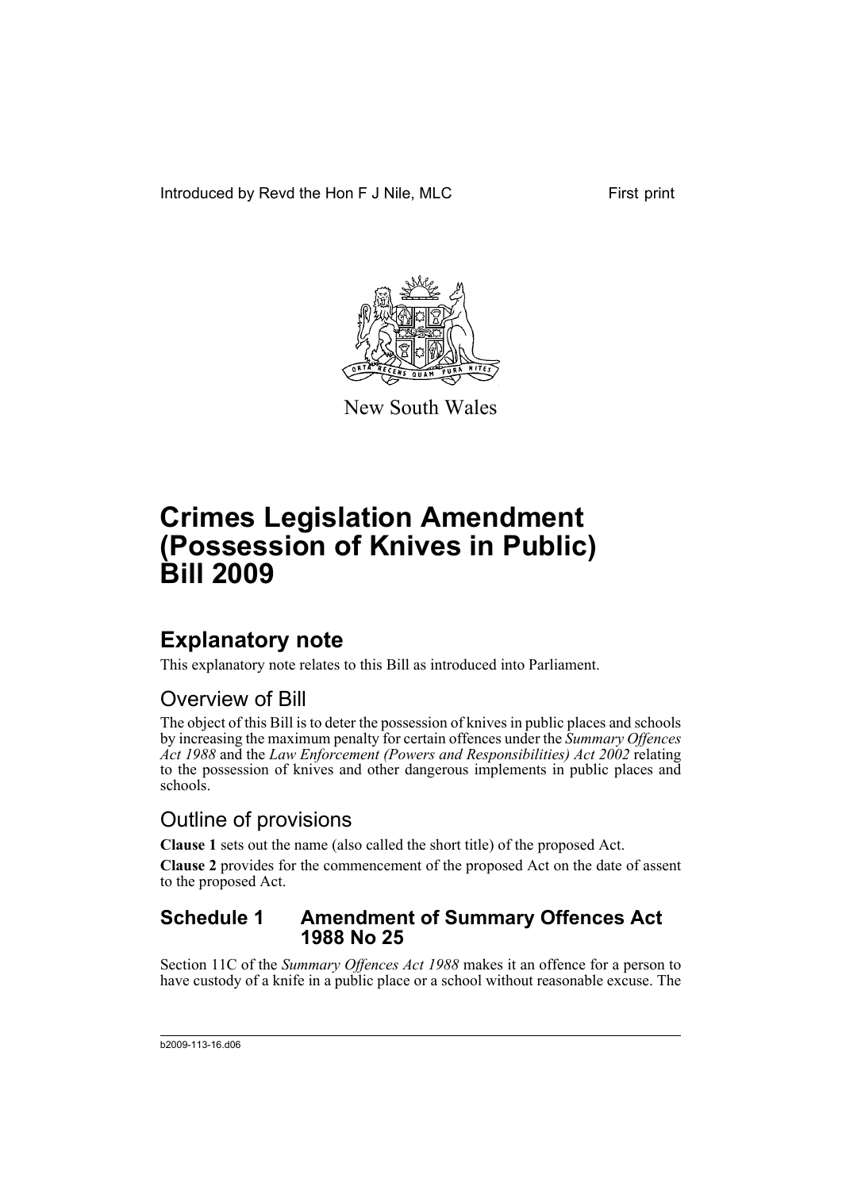Introduced by Revd the Hon F J Nile, MLC

First print

New South Wales

# Crimes Legislation Amendment (Possession of Knives in Public) Bill 2009

## Explanatory note

This explanatory note relates to this Bill as introduced into Parliament.

### Overview of Bill

The object of this Bill is to deter the possession of knives in public places and schools by increasing the maximum penalty for certain offences under the *Summary Offences Act 1988* and the *Law Enforcement (Powers and Responsibilities) Act 2002* relating to the possession of knives and other dangerous implements in public places and schools.

### Outline of provisions

**Clause 1** sets out the name (also called the short title) of the proposed Act.

**Clause 2** provides for the commencement of the proposed Act on the date of assent to the proposed Act.

### Schedule 1 Amendment of Summary Offences Act 1988 No 25

Section 11C of the *Summary Offences Act 1988* makes it an offence for a person to have custody of a knife in a public place or a school without reasonable excuse. The

b2009-113-16.d06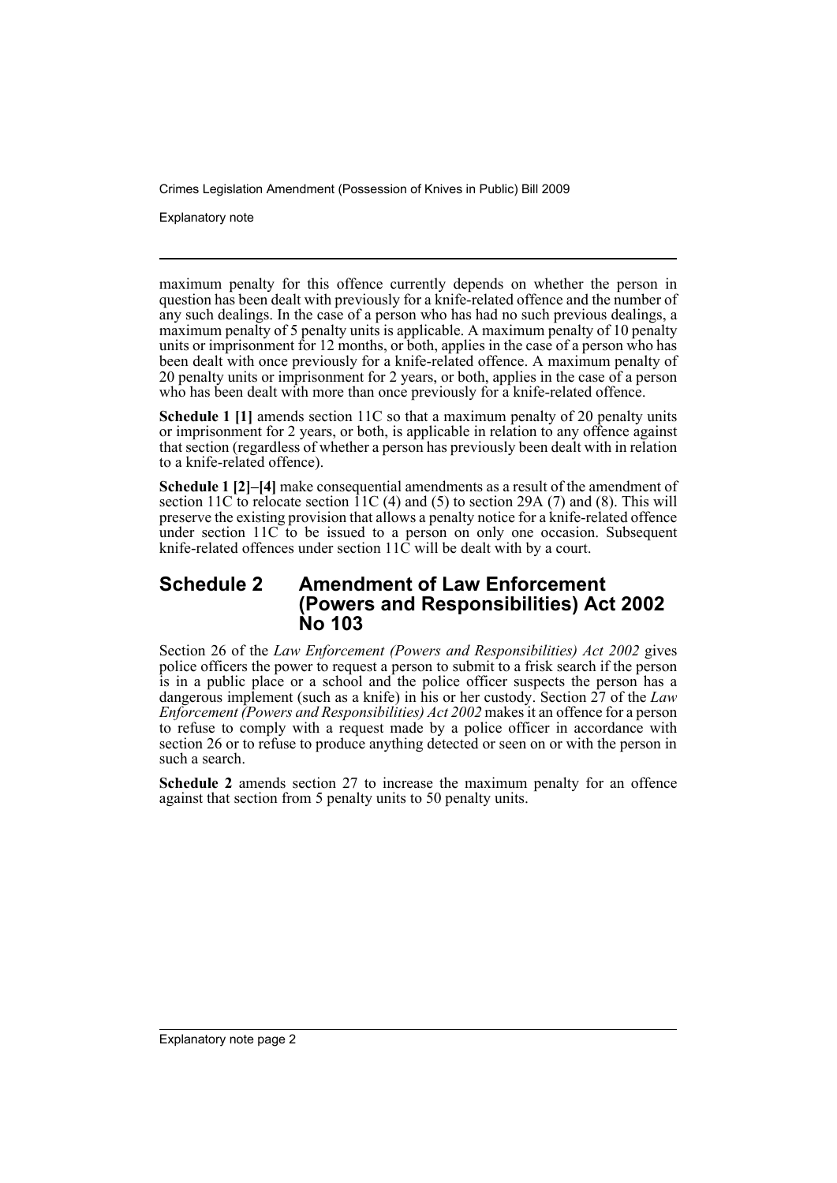maximum penalty for this offence currently depends on whether the person in question has been dealt with previously for a knife-related offence and the number of any such dealings. In the case of a person who has had no such previous dealings, a maximum penalty of 5 penalty units is applicable. A maximum penalty of 10 penalty units or imprisonment for 12 months, or both, applies in the case of a person who has been dealt with once previously for a knife-related offence. A maximum penalty of 20 penalty units or imprisonment for 2 years, or both, applies in the case of a person who has been dealt with more than once previously for a knife-related offence.

**Schedule 1 [1]** amends section 11C so that a maximum penalty of 20 penalty units or imprisonment for 2 years, or both, is applicable in relation to any offence against that section (regardless of whether a person has previously been dealt with in relation to a knife-related offence).

**Schedule 1 [2]–[4]** make consequential amendments as a result of the amendment of section 11C to relocate section 11C (4) and (5) to section 29A (7) and (8). This will preserve the existing provision that allows a penalty notice for a knife-related offence under section 11C to be issued to a person on only one occasion. Subsequent knife-related offences under section 11C will be dealt with by a court.

## Schedule 2 Amendment of Law Enforcement (Powers and Responsibilities) Act 2002 No 103

Section 26 of the *Law Enforcement (Powers and Responsibilities) Act 2002* gives police officers the power to request a person to submit to a frisk search if the person is in a public place or a school and the police officer suspects the person has a dangerous implement (such as a knife) in his or her custody. Section 27 of the *Law Enforcement (Powers and Responsibilities) Act 2002* makes it an offence for a person to refuse to comply with a request made by a police officer in accordance with section 26 or to refuse to produce anything detected or seen on or with the person in such a search.

**Schedule 2** amends section 27 to increase the maximum penalty for an offence against that section from 5 penalty units to 50 penalty units.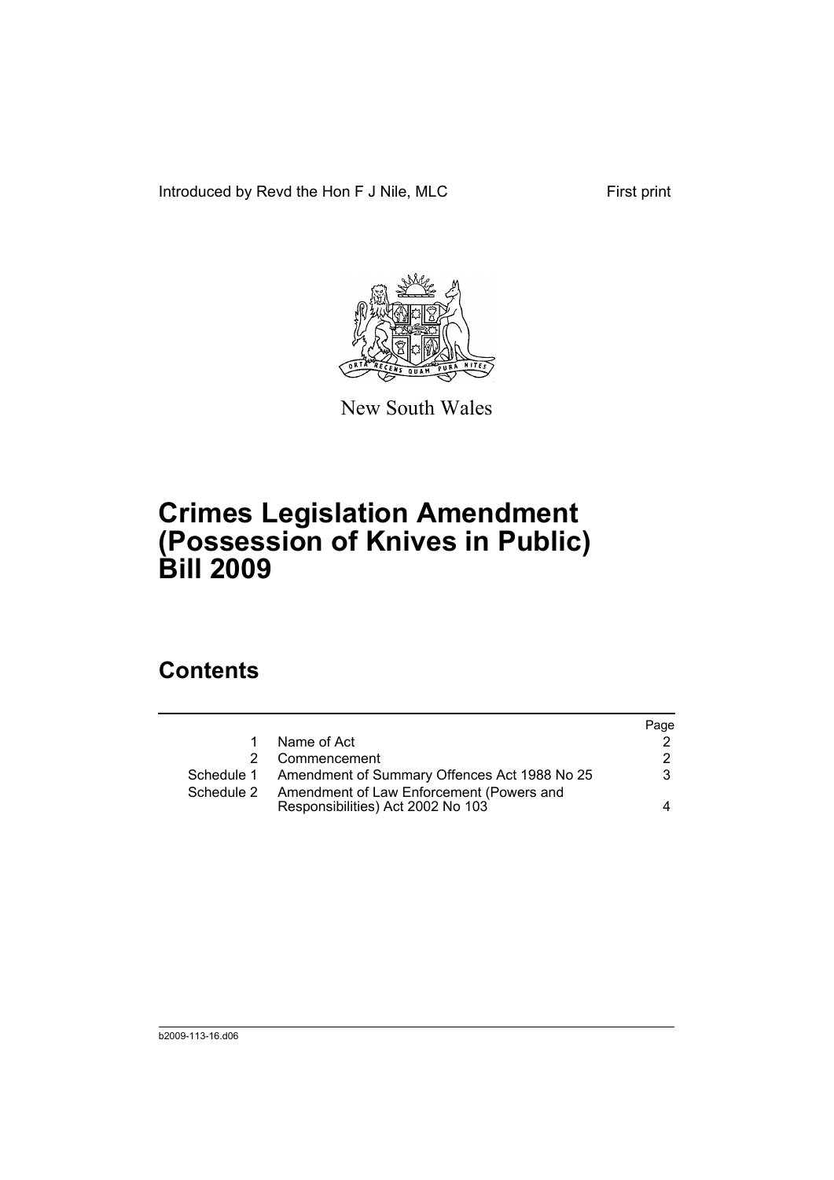Introduced by Revd the Hon F J Nile, MLC

First print

New South Wales

# Crimes Legislation Amendment (Possession of Knives in Public) Bill 2009

## Contents

| | | Page |
|---|---|---|
| 1 | Name of Act | 2 |
| 2 | Commencement | 2 |
| Schedule 1 | Amendment of Summary Offences Act 1988 No 25 | 3 |
| Schedule 2 | Amendment of Law Enforcement (Powers and Responsibilities) Act 2002 No 103 | 4 |

b2009-113-16.d06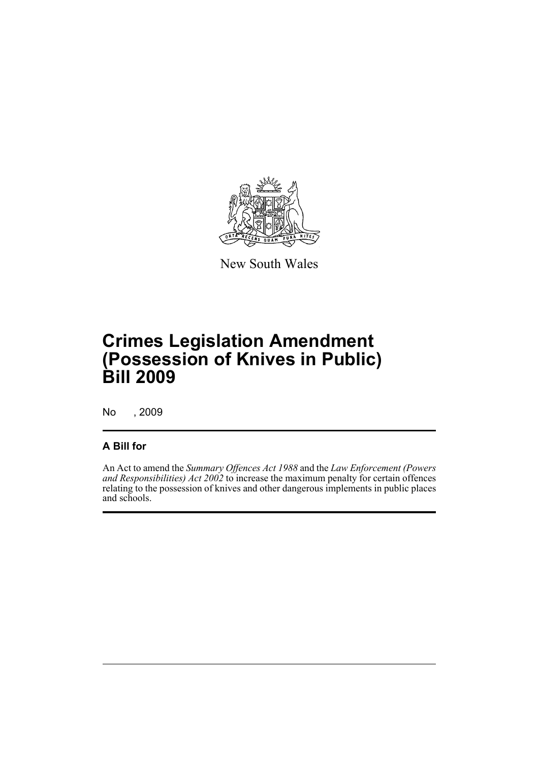New South Wales

# Crimes Legislation Amendment (Possession of Knives in Public) Bill 2009

No , 2009

## A Bill for

An Act to amend the *Summary Offences Act 1988* and the *Law Enforcement (Powers and Responsibilities) Act 2002* to increase the maximum penalty for certain offences relating to the possession of knives and other dangerous implements in public places and schools.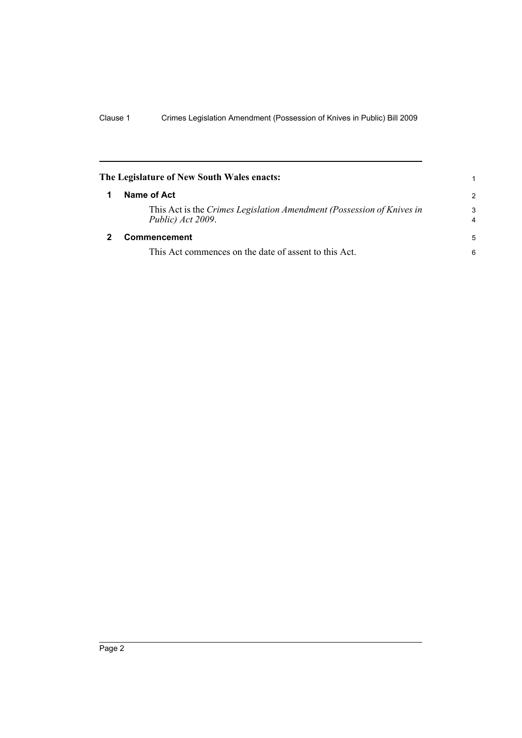**The Legislature of New South Wales enacts:**

## 1 Name of Act

This Act is the *Crimes Legislation Amendment (Possession of Knives in Public) Act 2009*.

## 2 Commencement

This Act commences on the date of assent to this Act.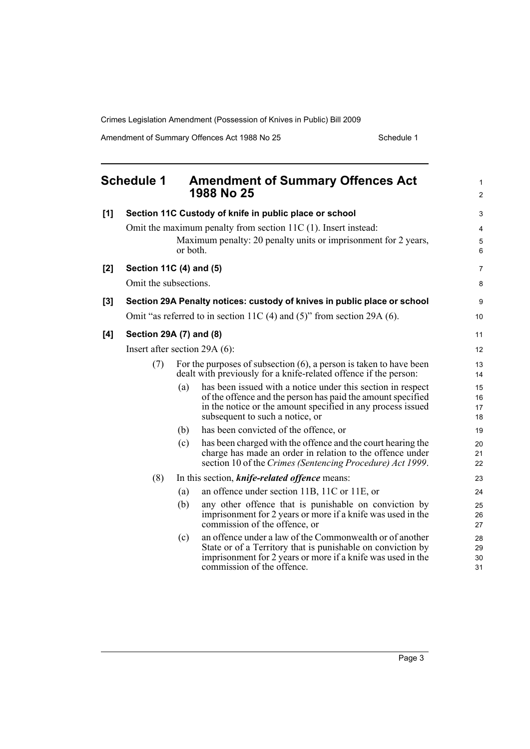## Schedule 1 Amendment of Summary Offences Act 1988 No 25

**[1] Section 11C Custody of knife in public place or school**

Omit the maximum penalty from section 11C (1). Insert instead:

Maximum penalty: 20 penalty units or imprisonment for 2 years, or both.

**[2] Section 11C (4) and (5)**

Omit the subsections.

**[3] Section 29A Penalty notices: custody of knives in public place or school**

Omit "as referred to in section 11C (4) and (5)" from section 29A (6).

**[4] Section 29A (7) and (8)**

Insert after section 29A (6):

(7) For the purposes of subsection (6), a person is taken to have been dealt with previously for a knife-related offence if the person:

- (a) has been issued with a notice under this section in respect of the offence and the person has paid the amount specified in the notice or the amount specified in any process issued subsequent to such a notice, or
- (b) has been convicted of the offence, or
- (c) has been charged with the offence and the court hearing the charge has made an order in relation to the offence under section 10 of the *Crimes (Sentencing Procedure) Act 1999*.

(8) In this section, ***knife-related offence*** means:

- (a) an offence under section 11B, 11C or 11E, or
- (b) any other offence that is punishable on conviction by imprisonment for 2 years or more if a knife was used in the commission of the offence, or
- (c) an offence under a law of the Commonwealth or of another State or of a Territory that is punishable on conviction by imprisonment for 2 years or more if a knife was used in the commission of the offence.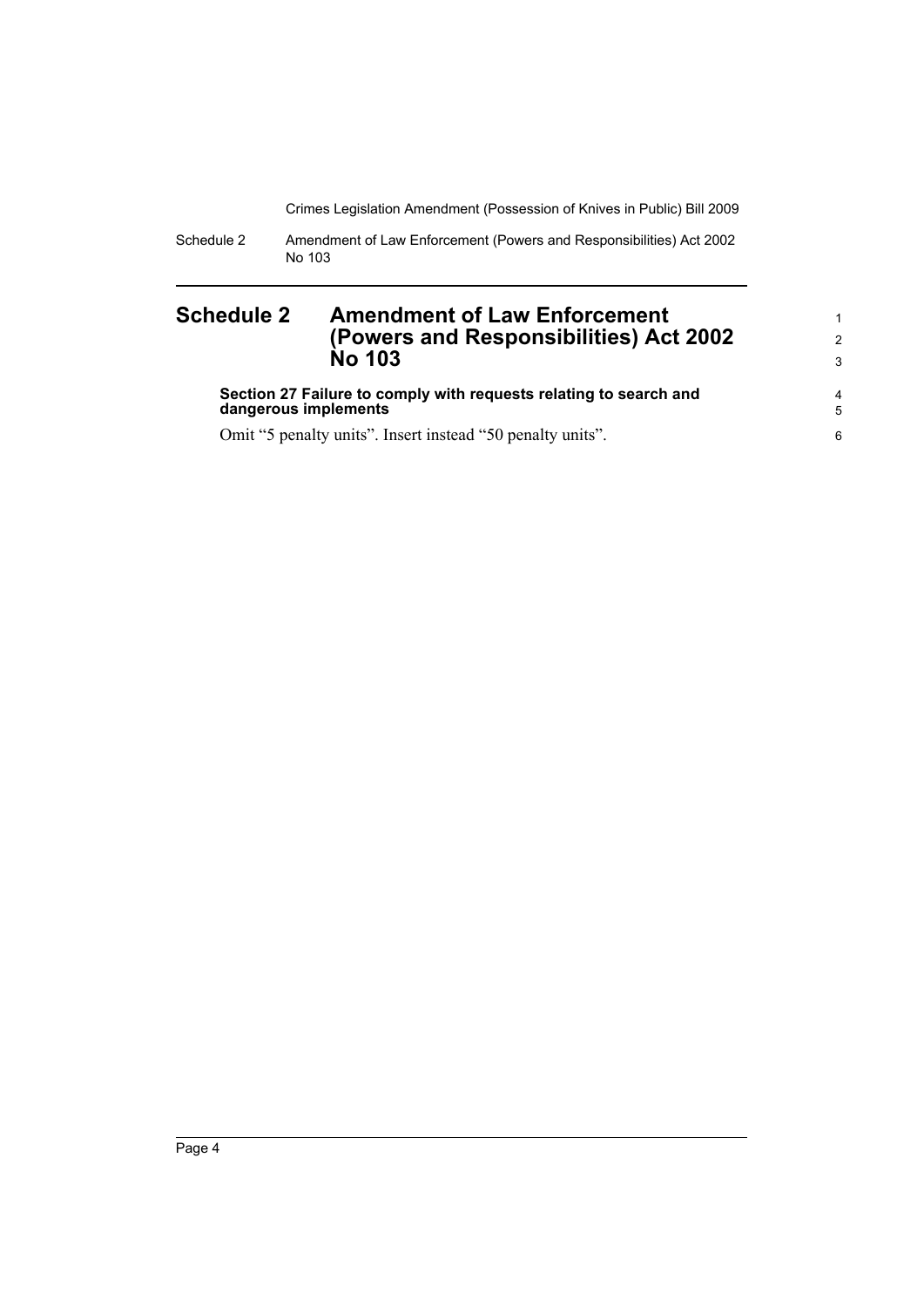## Schedule 2 Amendment of Law Enforcement (Powers and Responsibilities) Act 2002 No 103

**Section 27 Failure to comply with requests relating to search and dangerous implements**

Omit "5 penalty units". Insert instead "50 penalty units".